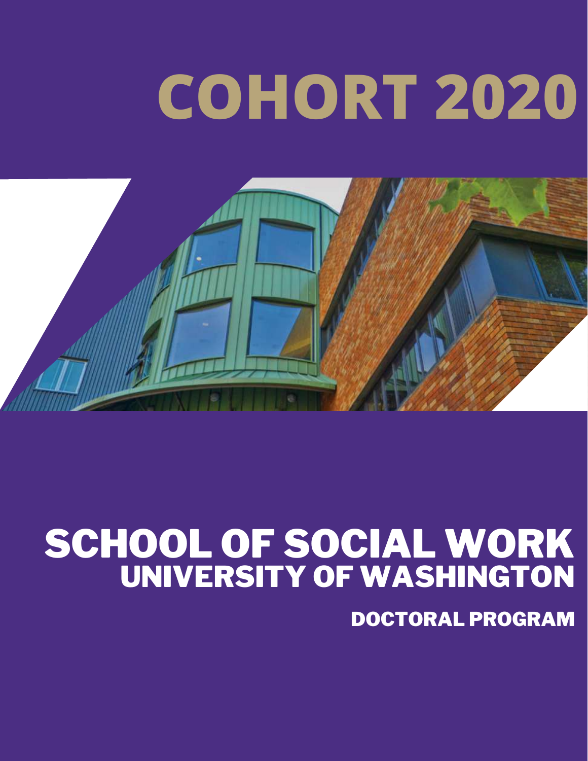# COHORT 2020

# SCHOOL OF SOCIAL WORK
## UNIVERSITY OF WASHINGTON

### DOCTORAL PROGRAM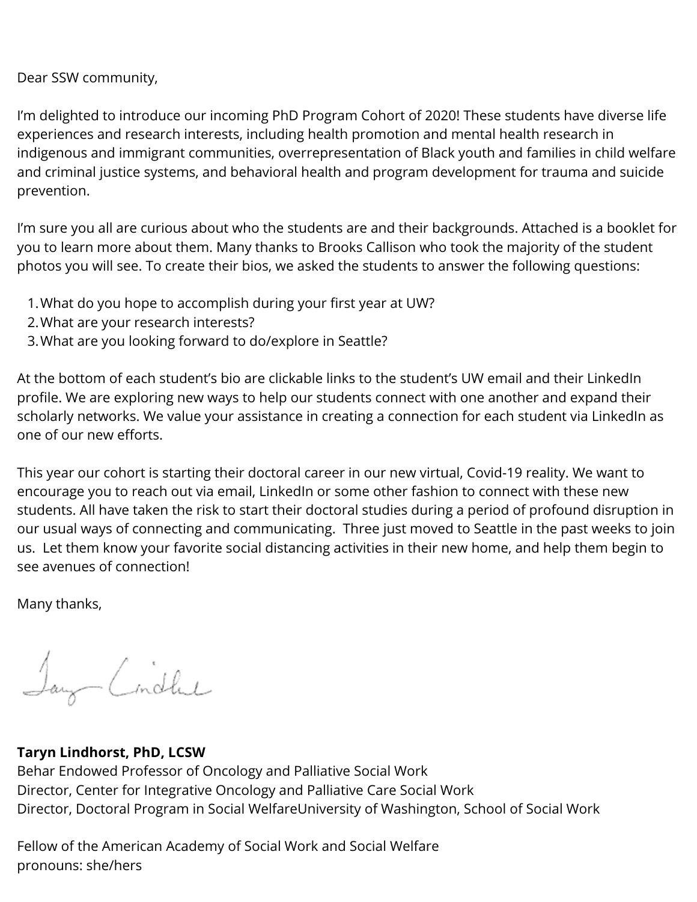Dear SSW community,

I'm delighted to introduce our incoming PhD Program Cohort of 2020! These students have diverse life experiences and research interests, including health promotion and mental health research in indigenous and immigrant communities, overrepresentation of Black youth and families in child welfare and criminal justice systems, and behavioral health and program development for trauma and suicide prevention.

I'm sure you all are curious about who the students are and their backgrounds. Attached is a booklet for you to learn more about them. Many thanks to Brooks Callison who took the majority of the student photos you will see. To create their bios, we asked the students to answer the following questions:

1. What do you hope to accomplish during your first year at UW?
2. What are your research interests?
3. What are you looking forward to do/explore in Seattle?

At the bottom of each student's bio are clickable links to the student's UW email and their LinkedIn profile. We are exploring new ways to help our students connect with one another and expand their scholarly networks. We value your assistance in creating a connection for each student via LinkedIn as one of our new efforts.

This year our cohort is starting their doctoral career in our new virtual, Covid-19 reality. We want to encourage you to reach out via email, LinkedIn or some other fashion to connect with these new students. All have taken the risk to start their doctoral studies during a period of profound disruption in our usual ways of connecting and communicating. Three just moved to Seattle in the past weeks to join us. Let them know your favorite social distancing activities in their new home, and help them begin to see avenues of connection!

Many thanks,

**Taryn Lindhorst, PhD, LCSW**
Behar Endowed Professor of Oncology and Palliative Social Work
Director, Center for Integrative Oncology and Palliative Care Social Work
Director, Doctoral Program in Social WelfareUniversity of Washington, School of Social Work

Fellow of the American Academy of Social Work and Social Welfare
pronouns: she/hers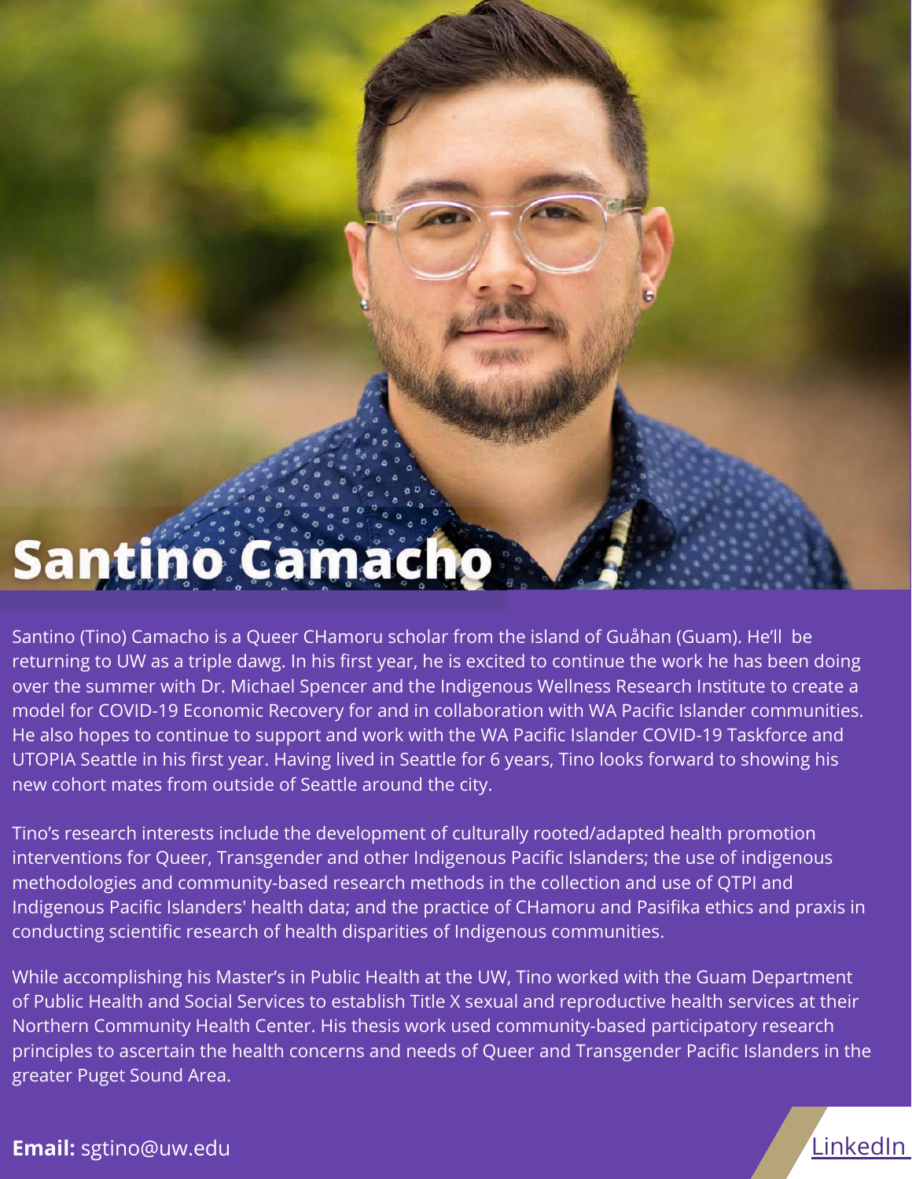# Santino Camacho

Santino (Tino) Camacho is a Queer CHamoru scholar from the island of Guåhan (Guam). He'll be returning to UW as a triple dawg. In his first year, he is excited to continue the work he has been doing over the summer with Dr. Michael Spencer and the Indigenous Wellness Research Institute to create a model for COVID-19 Economic Recovery for and in collaboration with WA Pacific Islander communities. He also hopes to continue to support and work with the WA Pacific Islander COVID-19 Taskforce and UTOPIA Seattle in his first year. Having lived in Seattle for 6 years, Tino looks forward to showing his new cohort mates from outside of Seattle around the city.

Tino's research interests include the development of culturally rooted/adapted health promotion interventions for Queer, Transgender and other Indigenous Pacific Islanders; the use of indigenous methodologies and community-based research methods in the collection and use of QTPI and Indigenous Pacific Islanders' health data; and the practice of CHamoru and Pasifika ethics and praxis in conducting scientific research of health disparities of Indigenous communities.

While accomplishing his Master's in Public Health at the UW, Tino worked with the Guam Department of Public Health and Social Services to establish Title X sexual and reproductive health services at their Northern Community Health Center. His thesis work used community-based participatory research principles to ascertain the health concerns and needs of Queer and Transgender Pacific Islanders in the greater Puget Sound Area.

**Email:** sgtino@uw.edu

LinkedIn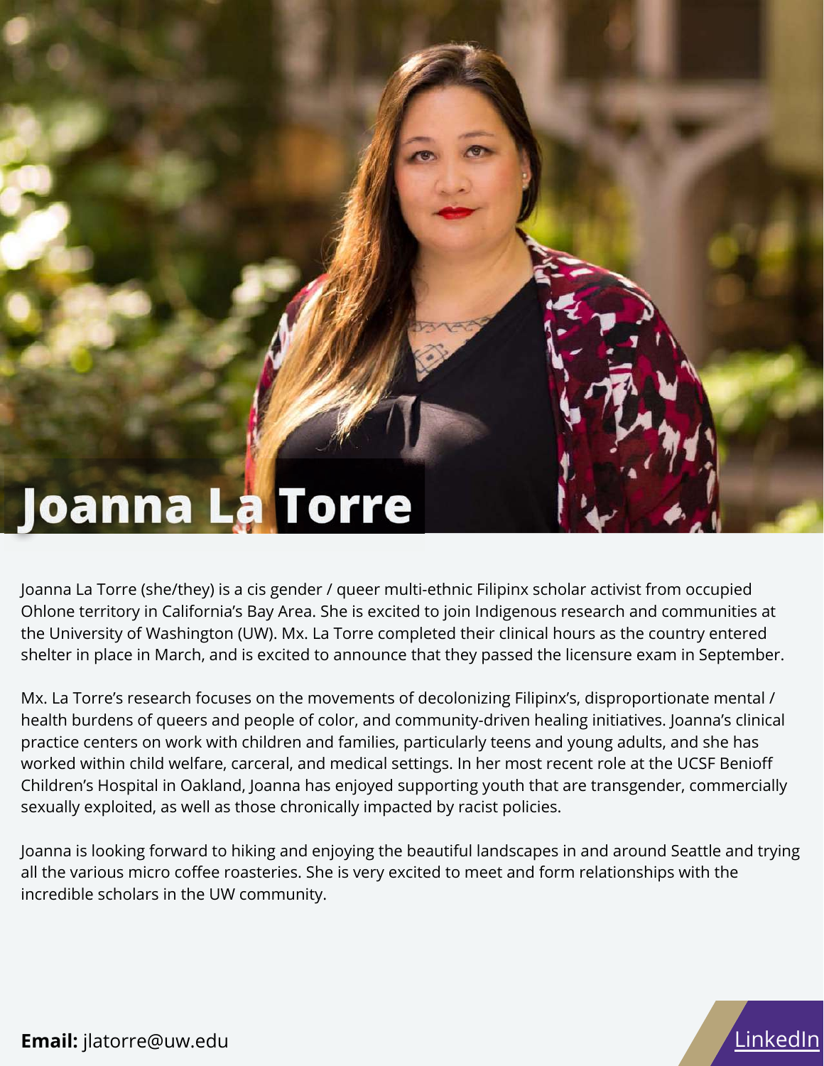# Joanna La Torre

Joanna La Torre (she/they) is a cis gender / queer multi-ethnic Filipinx scholar activist from occupied Ohlone territory in California's Bay Area. She is excited to join Indigenous research and communities at the University of Washington (UW). Mx. La Torre completed their clinical hours as the country entered shelter in place in March, and is excited to announce that they passed the licensure exam in September.

Mx. La Torre's research focuses on the movements of decolonizing Filipinx's, disproportionate mental / health burdens of queers and people of color, and community-driven healing initiatives. Joanna's clinical practice centers on work with children and families, particularly teens and young adults, and she has worked within child welfare, carceral, and medical settings. In her most recent role at the UCSF Benioff Children's Hospital in Oakland, Joanna has enjoyed supporting youth that are transgender, commercially sexually exploited, as well as those chronically impacted by racist policies.

Joanna is looking forward to hiking and enjoying the beautiful landscapes in and around Seattle and trying all the various micro coffee roasteries. She is very excited to meet and form relationships with the incredible scholars in the UW community.

**Email:** jlatorre@uw.edu

LinkedIn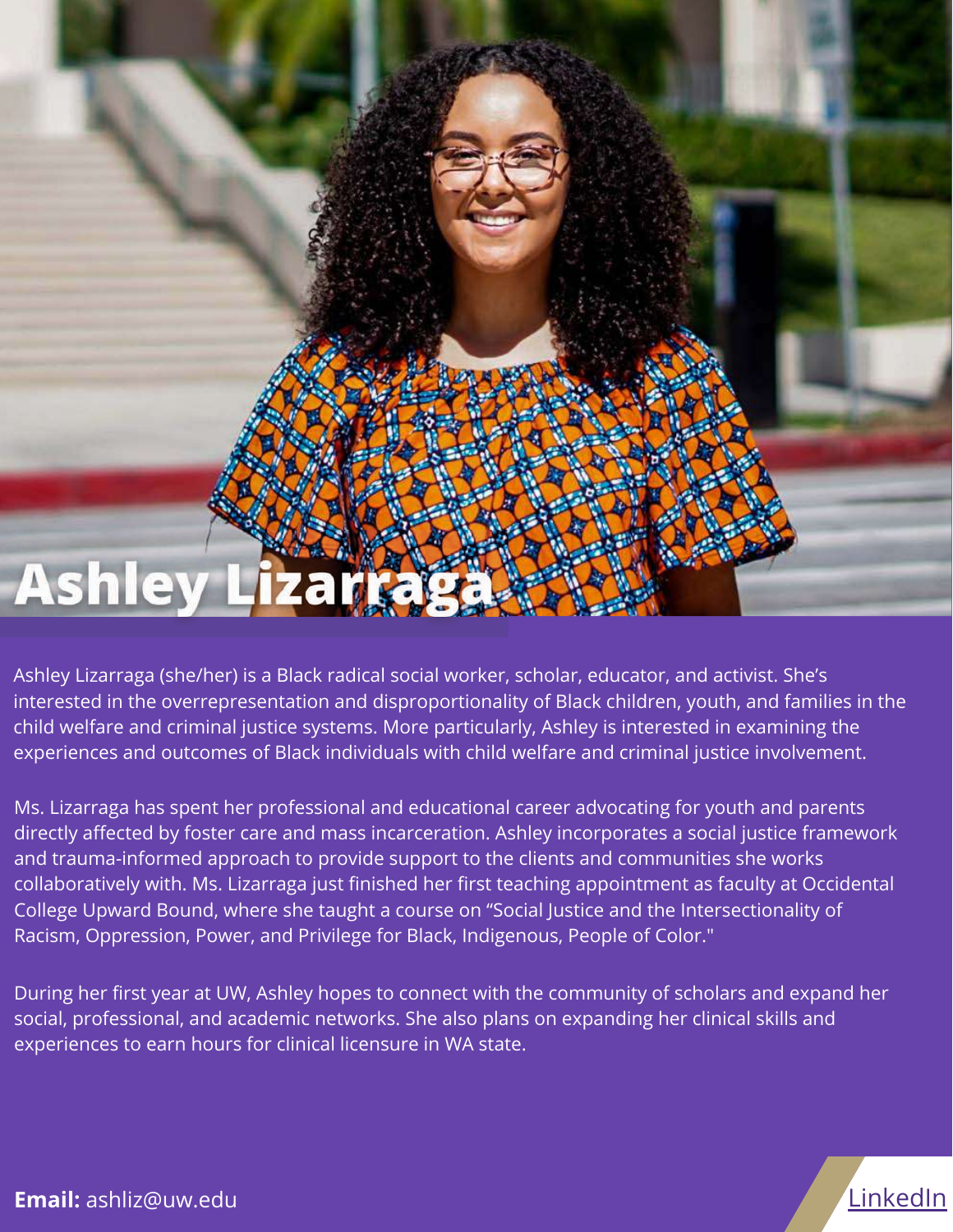# Ashley Lizarraga

Ashley Lizarraga (she/her) is a Black radical social worker, scholar, educator, and activist. She's interested in the overrepresentation and disproportionality of Black children, youth, and families in the child welfare and criminal justice systems. More particularly, Ashley is interested in examining the experiences and outcomes of Black individuals with child welfare and criminal justice involvement.

Ms. Lizarraga has spent her professional and educational career advocating for youth and parents directly affected by foster care and mass incarceration. Ashley incorporates a social justice framework and trauma-informed approach to provide support to the clients and communities she works collaboratively with. Ms. Lizarraga just finished her first teaching appointment as faculty at Occidental College Upward Bound, where she taught a course on "Social Justice and the Intersectionality of Racism, Oppression, Power, and Privilege for Black, Indigenous, People of Color."

During her first year at UW, Ashley hopes to connect with the community of scholars and expand her social, professional, and academic networks. She also plans on expanding her clinical skills and experiences to earn hours for clinical licensure in WA state.

**Email:** ashliz@uw.edu

LinkedIn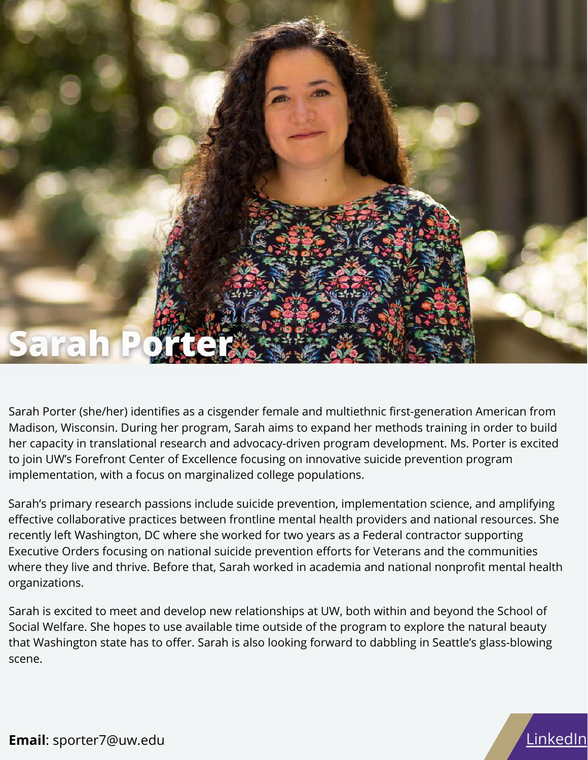# Sarah Porter

Sarah Porter (she/her) identifies as a cisgender female and multiethnic first-generation American from Madison, Wisconsin. During her program, Sarah aims to expand her methods training in order to build her capacity in translational research and advocacy-driven program development. Ms. Porter is excited to join UW's Forefront Center of Excellence focusing on innovative suicide prevention program implementation, with a focus on marginalized college populations.

Sarah's primary research passions include suicide prevention, implementation science, and amplifying effective collaborative practices between frontline mental health providers and national resources. She recently left Washington, DC where she worked for two years as a Federal contractor supporting Executive Orders focusing on national suicide prevention efforts for Veterans and the communities where they live and thrive. Before that, Sarah worked in academia and national nonprofit mental health organizations.

Sarah is excited to meet and develop new relationships at UW, both within and beyond the School of Social Welfare. She hopes to use available time outside of the program to explore the natural beauty that Washington state has to offer. Sarah is also looking forward to dabbling in Seattle's glass-blowing scene.

**Email**: sporter7@uw.edu

LinkedIn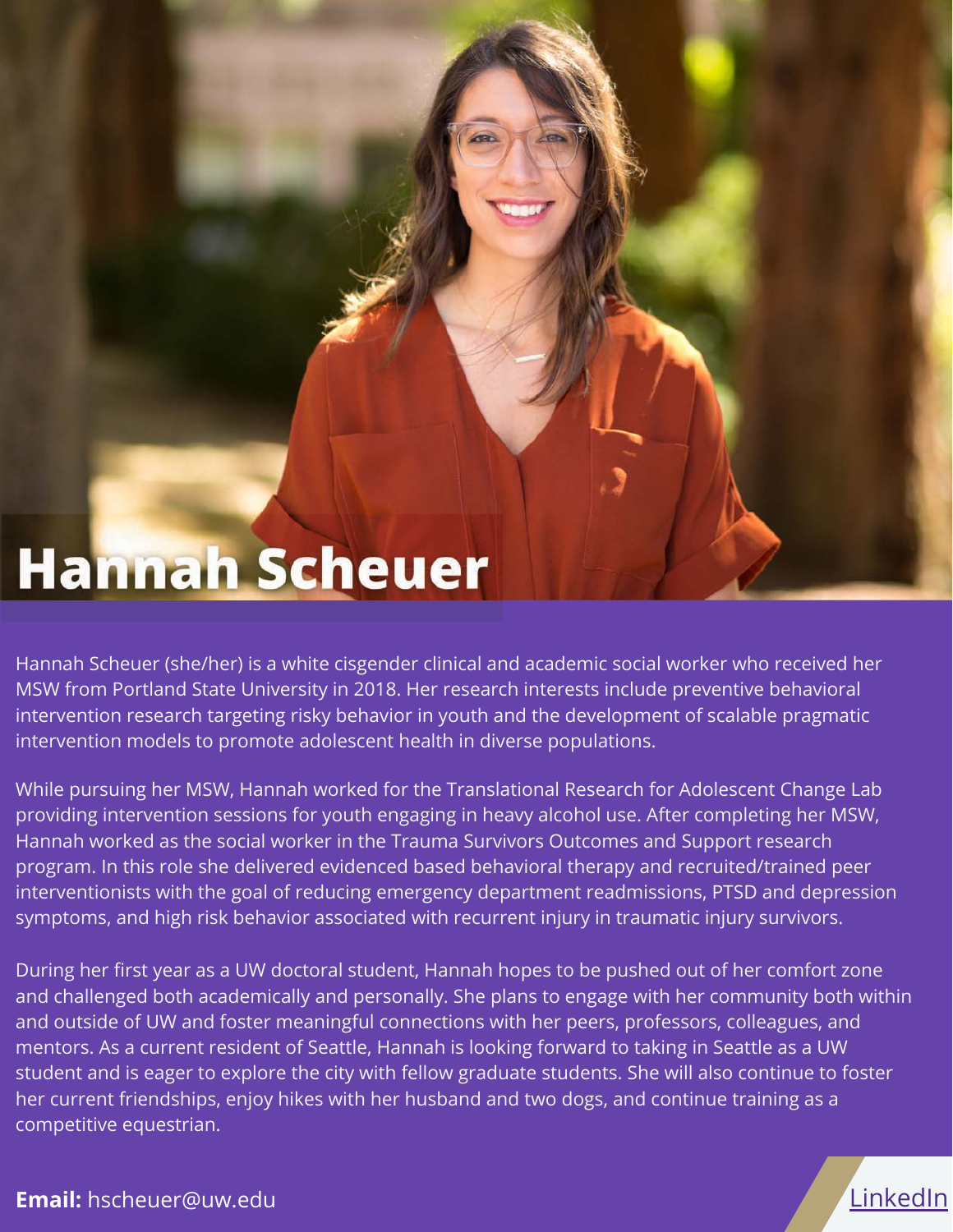# Hannah Scheuer

Hannah Scheuer (she/her) is a white cisgender clinical and academic social worker who received her MSW from Portland State University in 2018. Her research interests include preventive behavioral intervention research targeting risky behavior in youth and the development of scalable pragmatic intervention models to promote adolescent health in diverse populations.

While pursuing her MSW, Hannah worked for the Translational Research for Adolescent Change Lab providing intervention sessions for youth engaging in heavy alcohol use. After completing her MSW, Hannah worked as the social worker in the Trauma Survivors Outcomes and Support research program. In this role she delivered evidenced based behavioral therapy and recruited/trained peer interventionists with the goal of reducing emergency department readmissions, PTSD and depression symptoms, and high risk behavior associated with recurrent injury in traumatic injury survivors.

During her first year as a UW doctoral student, Hannah hopes to be pushed out of her comfort zone and challenged both academically and personally. She plans to engage with her community both within and outside of UW and foster meaningful connections with her peers, professors, colleagues, and mentors. As a current resident of Seattle, Hannah is looking forward to taking in Seattle as a UW student and is eager to explore the city with fellow graduate students. She will also continue to foster her current friendships, enjoy hikes with her husband and two dogs, and continue training as a competitive equestrian.

**Email:** hscheuer@uw.edu

LinkedIn